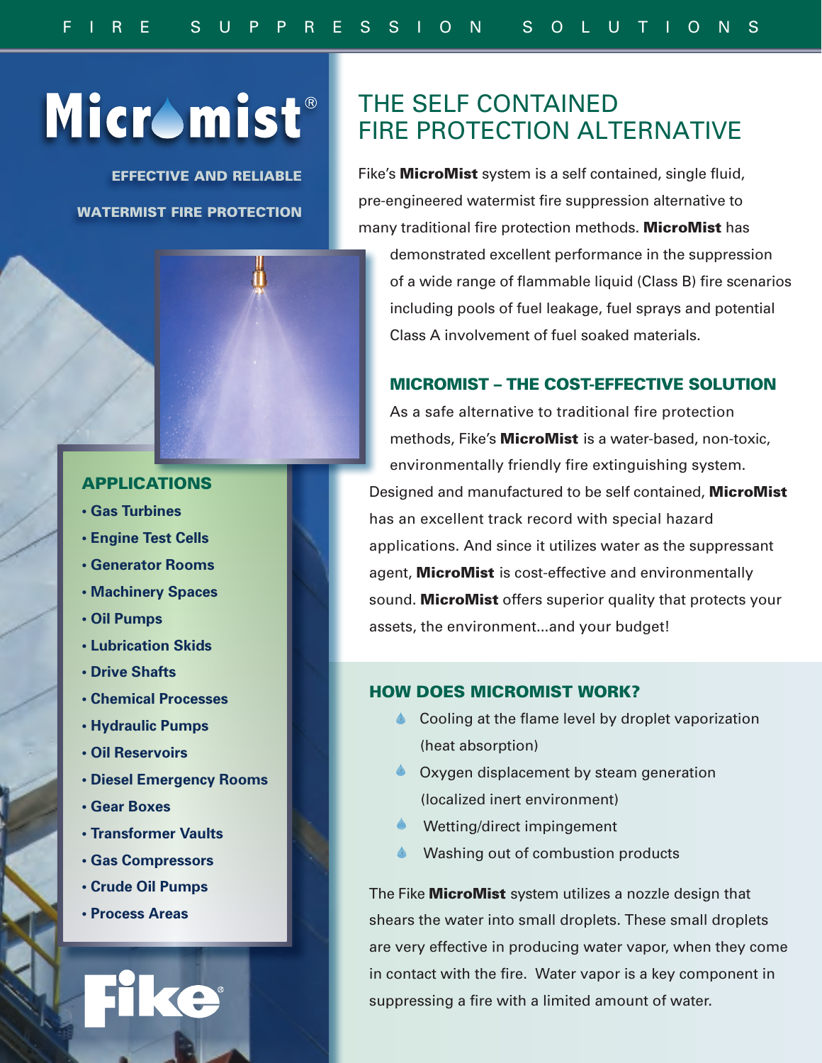# Micromist®

**EFFECTIVE AND RELIABLE**

**WATERMIST FIRE PROTECTION**

## THE SELF CONTAINED FIRE PROTECTION ALTERNATIVE

Fike's **MicroMist** system is a self contained, single fluid, pre-engineered watermist fire suppression alternative to many traditional fire protection methods. **MicroMist** has demonstrated excellent performance in the suppression of a wide range of flammable liquid (Class B) fire scenarios including pools of fuel leakage, fuel sprays and potential Class A involvement of fuel soaked materials.

### MICROMIST – THE COST-EFFECTIVE SOLUTION

As a safe alternative to traditional fire protection methods, Fike's **MicroMist** is a water-based, non-toxic, environmentally friendly fire extinguishing system. Designed and manufactured to be self contained, **MicroMist** has an excellent track record with special hazard applications. And since it utilizes water as the suppressant agent, **MicroMist** is cost-effective and environmentally sound. **MicroMist** offers superior quality that protects your assets, the environment...and your budget!

### APPLICATIONS

- Gas Turbines
- Engine Test Cells
- Generator Rooms
- Machinery Spaces
- Oil Pumps
- Lubrication Skids
- Drive Shafts
- Chemical Processes
- Hydraulic Pumps
- Oil Reservoirs
- Diesel Emergency Rooms
- Gear Boxes
- Transformer Vaults
- Gas Compressors
- Crude Oil Pumps
- Process Areas

### HOW DOES MICROMIST WORK?

- Cooling at the flame level by droplet vaporization (heat absorption)
- Oxygen displacement by steam generation (localized inert environment)
- Wetting/direct impingement
- Washing out of combustion products

The Fike **MicroMist** system utilizes a nozzle design that shears the water into small droplets. These small droplets are very effective in producing water vapor, when they come in contact with the fire. Water vapor is a key component in suppressing a fire with a limited amount of water.

Fike®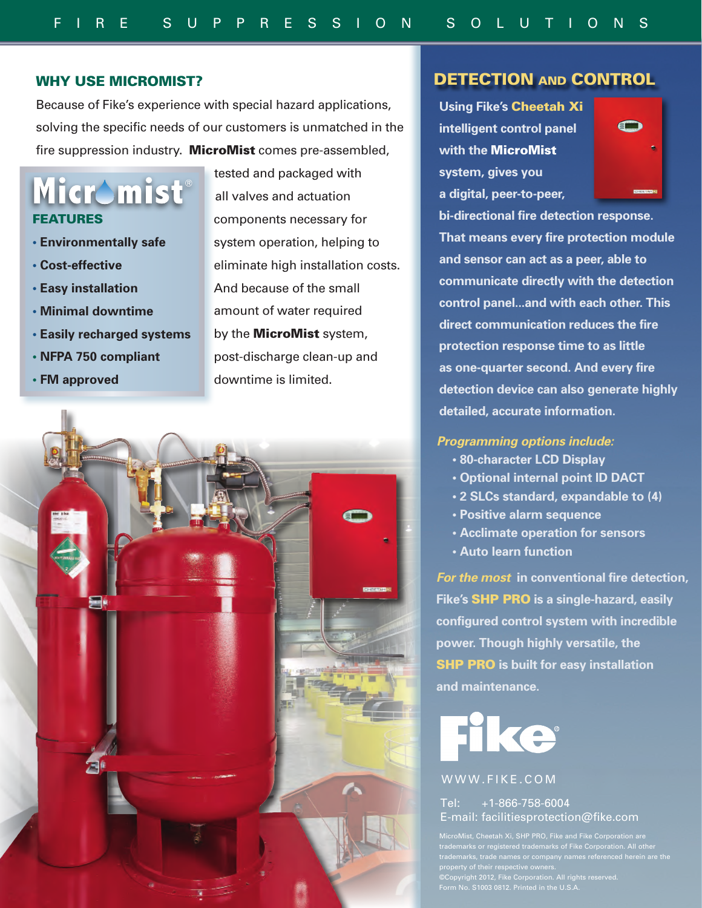FIRE SUPPRESSION SOLUTIONS

## WHY USE MICROMIST?

Because of Fike's experience with special hazard applications, solving the specific needs of our customers is unmatched in the fire suppression industry. **MicroMist** comes pre-assembled, tested and packaged with all valves and actuation components necessary for system operation, helping to eliminate high installation costs. And because of the small amount of water required by the **MicroMist** system, post-discharge clean-up and downtime is limited.

### Micromist® FEATURES

- Environmentally safe
- Cost-effective
- Easy installation
- Minimal downtime
- Easily recharged systems
- NFPA 750 compliant
- FM approved

## DETECTION AND CONTROL

**Using Fike's Cheetah Xi intelligent control panel with the MicroMist system, gives you a digital, peer-to-peer, bi-directional fire detection response. That means every fire protection module and sensor can act as a peer, able to communicate directly with the detection control panel...and with each other. This direct communication reduces the fire protection response time to as little as one-quarter second. And every fire detection device can also generate highly detailed, accurate information.**

*Programming options include:*

- 80-character LCD Display
- Optional internal point ID DACT
- 2 SLCs standard, expandable to (4)
- Positive alarm sequence
- Acclimate operation for sensors
- Auto learn function

***For the most*** **in conventional fire detection, Fike's SHP PRO is a single-hazard, easily configured control system with incredible power. Though highly versatile, the SHP PRO is built for easy installation and maintenance.**

Fike®

WWW.FIKE.COM

Tel: +1-866-758-6004
E-mail: facilitiesprotection@fike.com

MicroMist, Cheetah Xi, SHP PRO, Fike and Fike Corporation are trademarks or registered trademarks of Fike Corporation. All other trademarks, trade names or company names referenced herein are the property of their respective owners.
©Copyright 2012, Fike Corporation. All rights reserved.
Form No. S1003 0812. Printed in the U.S.A.